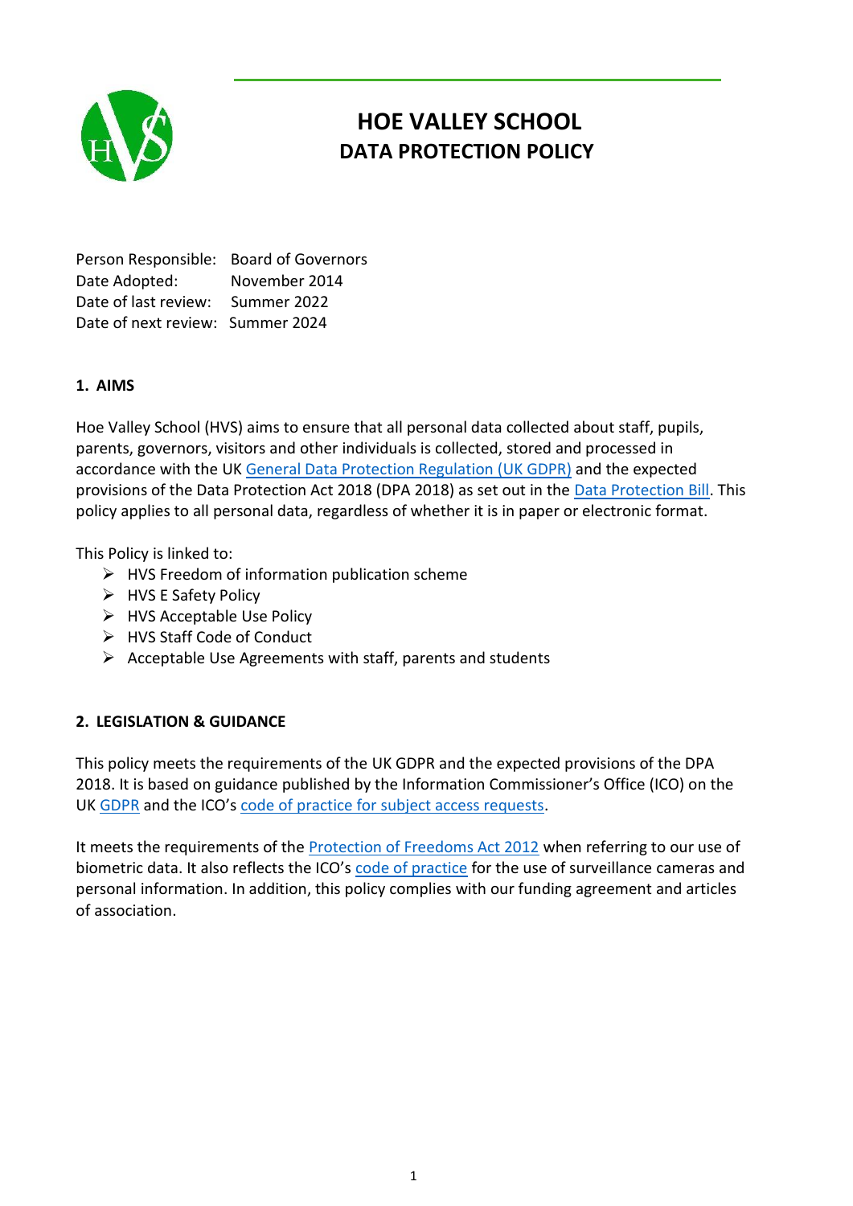# HOE VALLEY SCHOOL
## DATA PROTECTION POLICY

Person Responsible: Board of Governors
Date Adopted: November 2014
Date of last review: Summer 2022
Date of next review: Summer 2024

### 1. AIMS

Hoe Valley School (HVS) aims to ensure that all personal data collected about staff, pupils, parents, governors, visitors and other individuals is collected, stored and processed in accordance with the UK General Data Protection Regulation (UK GDPR) and the expected provisions of the Data Protection Act 2018 (DPA 2018) as set out in the Data Protection Bill. This policy applies to all personal data, regardless of whether it is in paper or electronic format.

This Policy is linked to:

- HVS Freedom of information publication scheme
- HVS E Safety Policy
- HVS Acceptable Use Policy
- HVS Staff Code of Conduct
- Acceptable Use Agreements with staff, parents and students

### 2. LEGISLATION & GUIDANCE

This policy meets the requirements of the UK GDPR and the expected provisions of the DPA 2018. It is based on guidance published by the Information Commissioner's Office (ICO) on the UK GDPR and the ICO's code of practice for subject access requests.

It meets the requirements of the Protection of Freedoms Act 2012 when referring to our use of biometric data. It also reflects the ICO's code of practice for the use of surveillance cameras and personal information. In addition, this policy complies with our funding agreement and articles of association.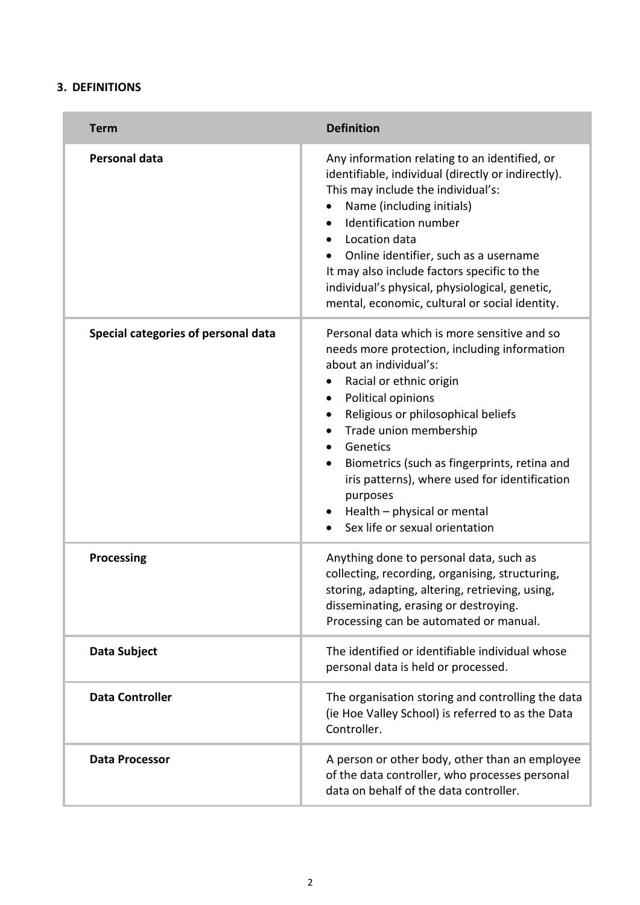## 3. DEFINITIONS

| Term | Definition |
| --- | --- |
| **Personal data** | Any information relating to an identified, or identifiable, individual (directly or indirectly). This may include the individual's:<br>• Name (including initials)<br>• Identification number<br>• Location data<br>• Online identifier, such as a username<br>It may also include factors specific to the individual's physical, physiological, genetic, mental, economic, cultural or social identity. |
| **Special categories of personal data** | Personal data which is more sensitive and so needs more protection, including information about an individual's:<br>• Racial or ethnic origin<br>• Political opinions<br>• Religious or philosophical beliefs<br>• Trade union membership<br>• Genetics<br>• Biometrics (such as fingerprints, retina and iris patterns), where used for identification purposes<br>• Health – physical or mental<br>• Sex life or sexual orientation |
| **Processing** | Anything done to personal data, such as collecting, recording, organising, structuring, storing, adapting, altering, retrieving, using, disseminating, erasing or destroying.<br>Processing can be automated or manual. |
| **Data Subject** | The identified or identifiable individual whose personal data is held or processed. |
| **Data Controller** | The organisation storing and controlling the data (ie Hoe Valley School) is referred to as the Data Controller. |
| **Data Processor** | A person or other body, other than an employee of the data controller, who processes personal data on behalf of the data controller. |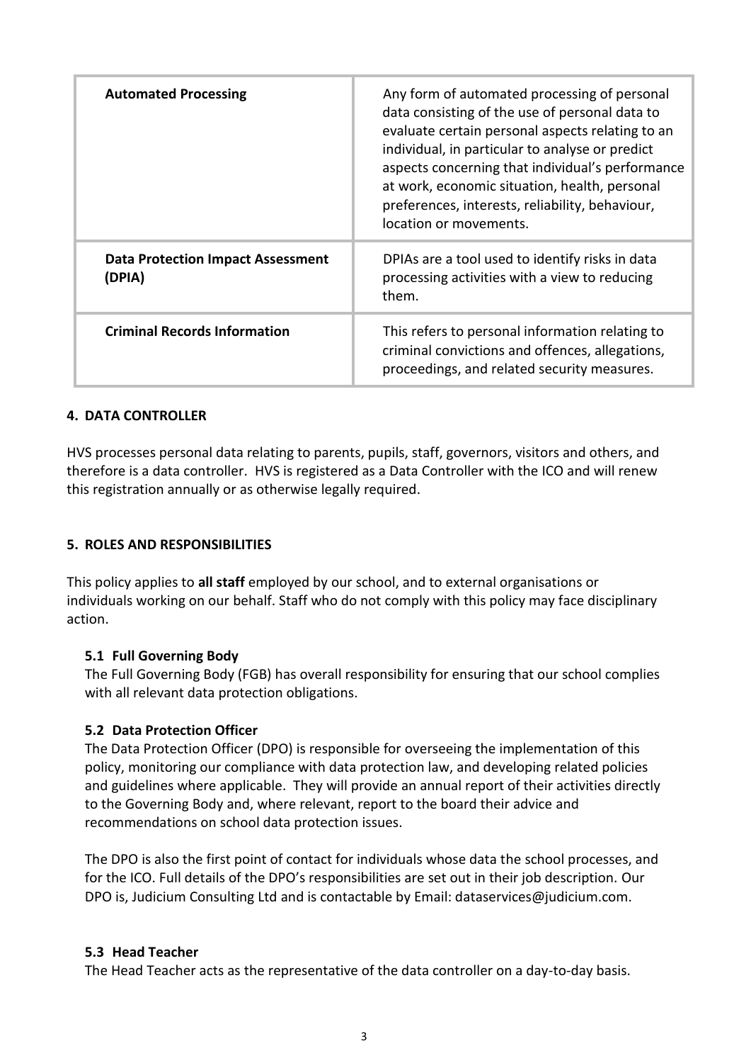| **Automated Processing** | Any form of automated processing of personal data consisting of the use of personal data to evaluate certain personal aspects relating to an individual, in particular to analyse or predict aspects concerning that individual's performance at work, economic situation, health, personal preferences, interests, reliability, behaviour, location or movements. |
| --- | --- |
| **Data Protection Impact Assessment (DPIA)** | DPIAs are a tool used to identify risks in data processing activities with a view to reducing them. |
| **Criminal Records Information** | This refers to personal information relating to criminal convictions and offences, allegations, proceedings, and related security measures. |

## 4. DATA CONTROLLER

HVS processes personal data relating to parents, pupils, staff, governors, visitors and others, and therefore is a data controller. HVS is registered as a Data Controller with the ICO and will renew this registration annually or as otherwise legally required.

## 5. ROLES AND RESPONSIBILITIES

This policy applies to **all staff** employed by our school, and to external organisations or individuals working on our behalf. Staff who do not comply with this policy may face disciplinary action.

### 5.1 Full Governing Body

The Full Governing Body (FGB) has overall responsibility for ensuring that our school complies with all relevant data protection obligations.

### 5.2 Data Protection Officer

The Data Protection Officer (DPO) is responsible for overseeing the implementation of this policy, monitoring our compliance with data protection law, and developing related policies and guidelines where applicable. They will provide an annual report of their activities directly to the Governing Body and, where relevant, report to the board their advice and recommendations on school data protection issues.

The DPO is also the first point of contact for individuals whose data the school processes, and for the ICO. Full details of the DPO's responsibilities are set out in their job description. Our DPO is, Judicium Consulting Ltd and is contactable by Email: dataservices@judicium.com.

### 5.3 Head Teacher

The Head Teacher acts as the representative of the data controller on a day-to-day basis.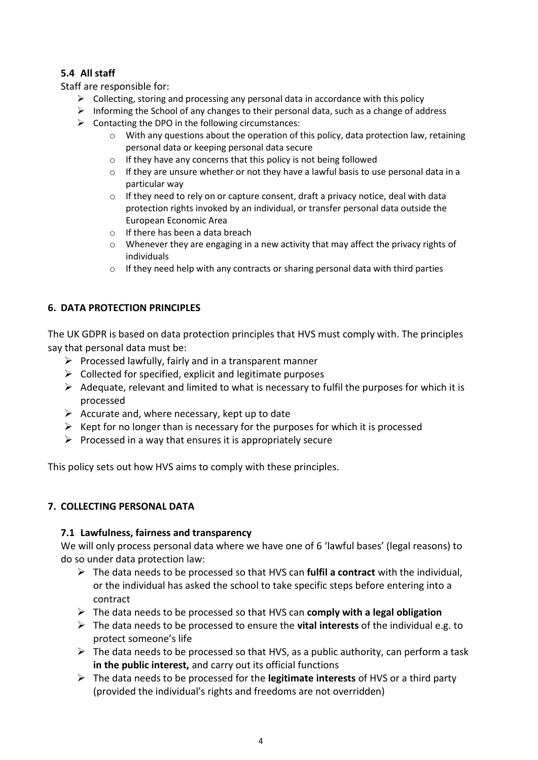### 5.4 All staff

Staff are responsible for:

- Collecting, storing and processing any personal data in accordance with this policy
- Informing the School of any changes to their personal data, such as a change of address
- Contacting the DPO in the following circumstances:
    - With any questions about the operation of this policy, data protection law, retaining personal data or keeping personal data secure
    - If they have any concerns that this policy is not being followed
    - If they are unsure whether or not they have a lawful basis to use personal data in a particular way
    - If they need to rely on or capture consent, draft a privacy notice, deal with data protection rights invoked by an individual, or transfer personal data outside the European Economic Area
    - If there has been a data breach
    - Whenever they are engaging in a new activity that may affect the privacy rights of individuals
    - If they need help with any contracts or sharing personal data with third parties

## 6. DATA PROTECTION PRINCIPLES

The UK GDPR is based on data protection principles that HVS must comply with. The principles say that personal data must be:

- Processed lawfully, fairly and in a transparent manner
- Collected for specified, explicit and legitimate purposes
- Adequate, relevant and limited to what is necessary to fulfil the purposes for which it is processed
- Accurate and, where necessary, kept up to date
- Kept for no longer than is necessary for the purposes for which it is processed
- Processed in a way that ensures it is appropriately secure

This policy sets out how HVS aims to comply with these principles.

## 7. COLLECTING PERSONAL DATA

### 7.1 Lawfulness, fairness and transparency

We will only process personal data where we have one of 6 'lawful bases' (legal reasons) to do so under data protection law:

- The data needs to be processed so that HVS can **fulfil a contract** with the individual, or the individual has asked the school to take specific steps before entering into a contract
- The data needs to be processed so that HVS can **comply with a legal obligation**
- The data needs to be processed to ensure the **vital interests** of the individual e.g. to protect someone's life
- The data needs to be processed so that HVS, as a public authority, can perform a task **in the public interest,** and carry out its official functions
- The data needs to be processed for the **legitimate interests** of HVS or a third party (provided the individual's rights and freedoms are not overridden)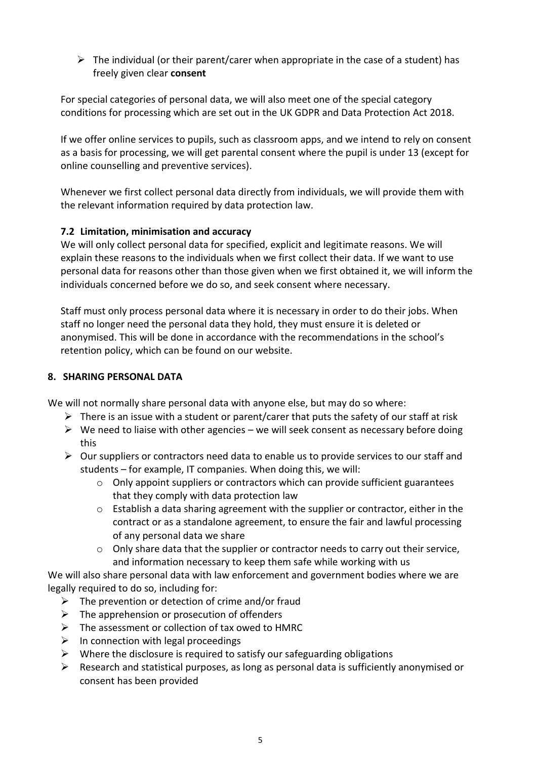- The individual (or their parent/carer when appropriate in the case of a student) has freely given clear **consent**

For special categories of personal data, we will also meet one of the special category conditions for processing which are set out in the UK GDPR and Data Protection Act 2018.

If we offer online services to pupils, such as classroom apps, and we intend to rely on consent as a basis for processing, we will get parental consent where the pupil is under 13 (except for online counselling and preventive services).

Whenever we first collect personal data directly from individuals, we will provide them with the relevant information required by data protection law.

### 7.2 Limitation, minimisation and accuracy

We will only collect personal data for specified, explicit and legitimate reasons. We will explain these reasons to the individuals when we first collect their data. If we want to use personal data for reasons other than those given when we first obtained it, we will inform the individuals concerned before we do so, and seek consent where necessary.

Staff must only process personal data where it is necessary in order to do their jobs. When staff no longer need the personal data they hold, they must ensure it is deleted or anonymised. This will be done in accordance with the recommendations in the school's retention policy, which can be found on our website.

## 8. SHARING PERSONAL DATA

We will not normally share personal data with anyone else, but may do so where:

- There is an issue with a student or parent/carer that puts the safety of our staff at risk
- We need to liaise with other agencies – we will seek consent as necessary before doing this
- Our suppliers or contractors need data to enable us to provide services to our staff and students – for example, IT companies. When doing this, we will:
  - Only appoint suppliers or contractors which can provide sufficient guarantees that they comply with data protection law
  - Establish a data sharing agreement with the supplier or contractor, either in the contract or as a standalone agreement, to ensure the fair and lawful processing of any personal data we share
  - Only share data that the supplier or contractor needs to carry out their service, and information necessary to keep them safe while working with us

We will also share personal data with law enforcement and government bodies where we are legally required to do so, including for:

- The prevention or detection of crime and/or fraud
- The apprehension or prosecution of offenders
- The assessment or collection of tax owed to HMRC
- In connection with legal proceedings
- Where the disclosure is required to satisfy our safeguarding obligations
- Research and statistical purposes, as long as personal data is sufficiently anonymised or consent has been provided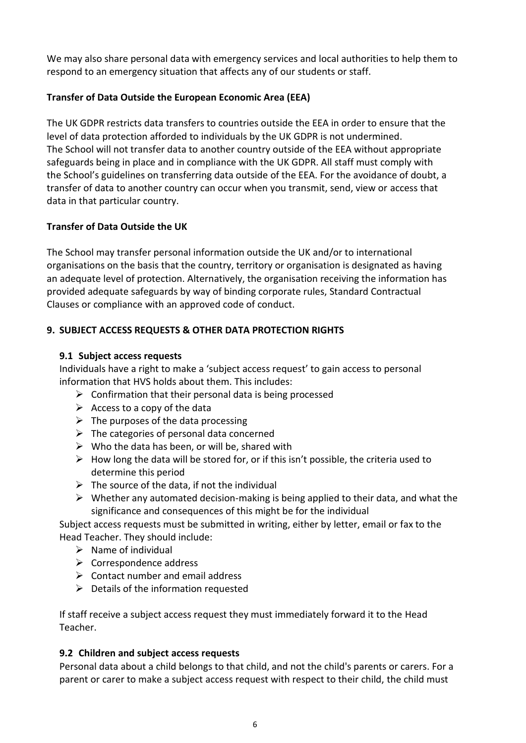We may also share personal data with emergency services and local authorities to help them to respond to an emergency situation that affects any of our students or staff.

**Transfer of Data Outside the European Economic Area (EEA)**

The UK GDPR restricts data transfers to countries outside the EEA in order to ensure that the level of data protection afforded to individuals by the UK GDPR is not undermined.
The School will not transfer data to another country outside of the EEA without appropriate safeguards being in place and in compliance with the UK GDPR. All staff must comply with the School's guidelines on transferring data outside of the EEA. For the avoidance of doubt, a transfer of data to another country can occur when you transmit, send, view or access that data in that particular country.

**Transfer of Data Outside the UK**

The School may transfer personal information outside the UK and/or to international organisations on the basis that the country, territory or organisation is designated as having an adequate level of protection. Alternatively, the organisation receiving the information has provided adequate safeguards by way of binding corporate rules, Standard Contractual Clauses or compliance with an approved code of conduct.

## 9. SUBJECT ACCESS REQUESTS & OTHER DATA PROTECTION RIGHTS

### 9.1 Subject access requests

Individuals have a right to make a 'subject access request' to gain access to personal information that HVS holds about them. This includes:

- Confirmation that their personal data is being processed
- Access to a copy of the data
- The purposes of the data processing
- The categories of personal data concerned
- Who the data has been, or will be, shared with
- How long the data will be stored for, or if this isn't possible, the criteria used to determine this period
- The source of the data, if not the individual
- Whether any automated decision-making is being applied to their data, and what the significance and consequences of this might be for the individual

Subject access requests must be submitted in writing, either by letter, email or fax to the Head Teacher. They should include:

- Name of individual
- Correspondence address
- Contact number and email address
- Details of the information requested

If staff receive a subject access request they must immediately forward it to the Head Teacher.

### 9.2 Children and subject access requests

Personal data about a child belongs to that child, and not the child's parents or carers. For a parent or carer to make a subject access request with respect to their child, the child must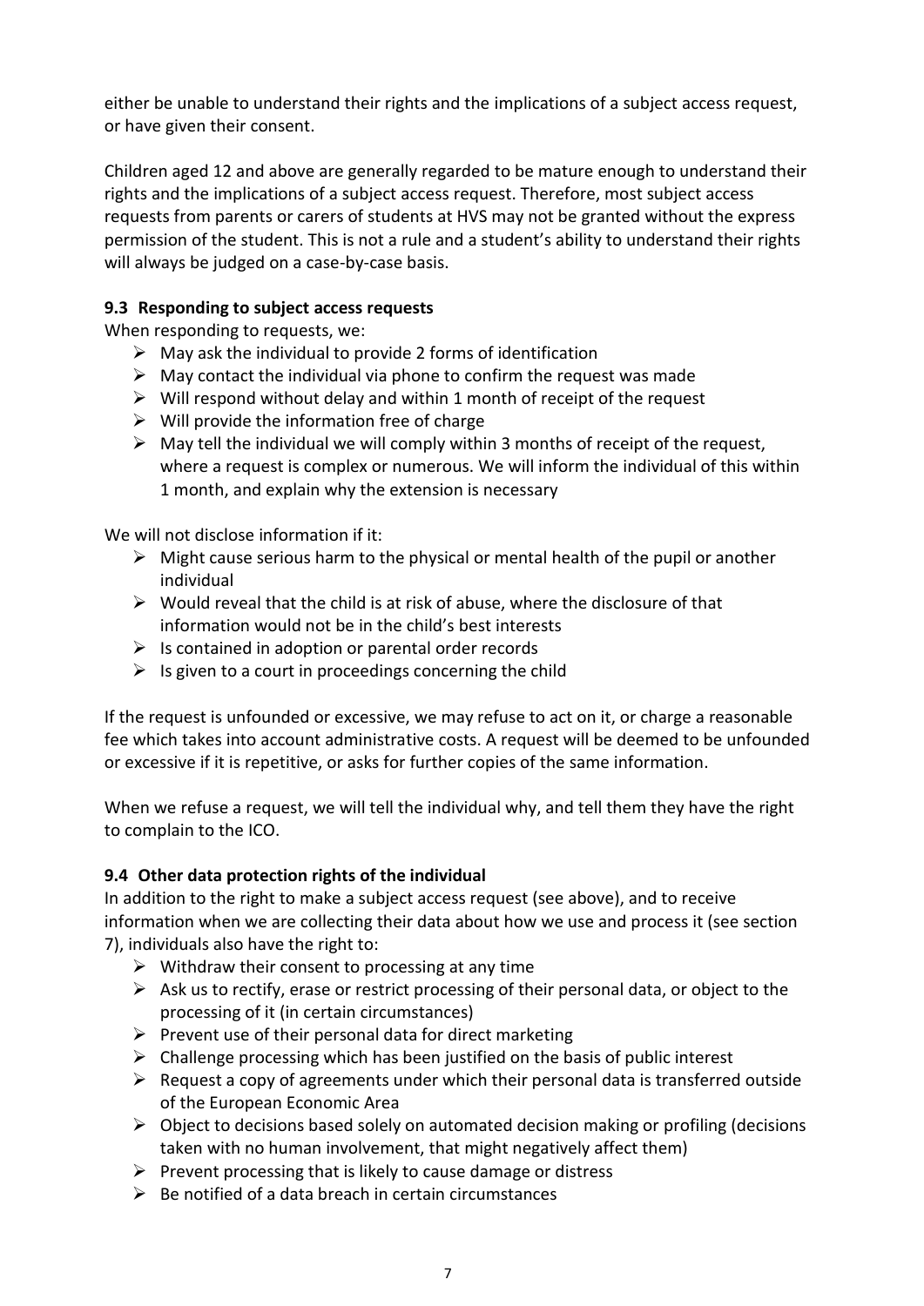either be unable to understand their rights and the implications of a subject access request, or have given their consent.

Children aged 12 and above are generally regarded to be mature enough to understand their rights and the implications of a subject access request. Therefore, most subject access requests from parents or carers of students at HVS may not be granted without the express permission of the student. This is not a rule and a student's ability to understand their rights will always be judged on a case-by-case basis.

### 9.3 Responding to subject access requests

When responding to requests, we:

- May ask the individual to provide 2 forms of identification
- May contact the individual via phone to confirm the request was made
- Will respond without delay and within 1 month of receipt of the request
- Will provide the information free of charge
- May tell the individual we will comply within 3 months of receipt of the request, where a request is complex or numerous. We will inform the individual of this within 1 month, and explain why the extension is necessary

We will not disclose information if it:

- Might cause serious harm to the physical or mental health of the pupil or another individual
- Would reveal that the child is at risk of abuse, where the disclosure of that information would not be in the child's best interests
- Is contained in adoption or parental order records
- Is given to a court in proceedings concerning the child

If the request is unfounded or excessive, we may refuse to act on it, or charge a reasonable fee which takes into account administrative costs. A request will be deemed to be unfounded or excessive if it is repetitive, or asks for further copies of the same information.

When we refuse a request, we will tell the individual why, and tell them they have the right to complain to the ICO.

### 9.4 Other data protection rights of the individual

In addition to the right to make a subject access request (see above), and to receive information when we are collecting their data about how we use and process it (see section 7), individuals also have the right to:

- Withdraw their consent to processing at any time
- Ask us to rectify, erase or restrict processing of their personal data, or object to the processing of it (in certain circumstances)
- Prevent use of their personal data for direct marketing
- Challenge processing which has been justified on the basis of public interest
- Request a copy of agreements under which their personal data is transferred outside of the European Economic Area
- Object to decisions based solely on automated decision making or profiling (decisions taken with no human involvement, that might negatively affect them)
- Prevent processing that is likely to cause damage or distress
- Be notified of a data breach in certain circumstances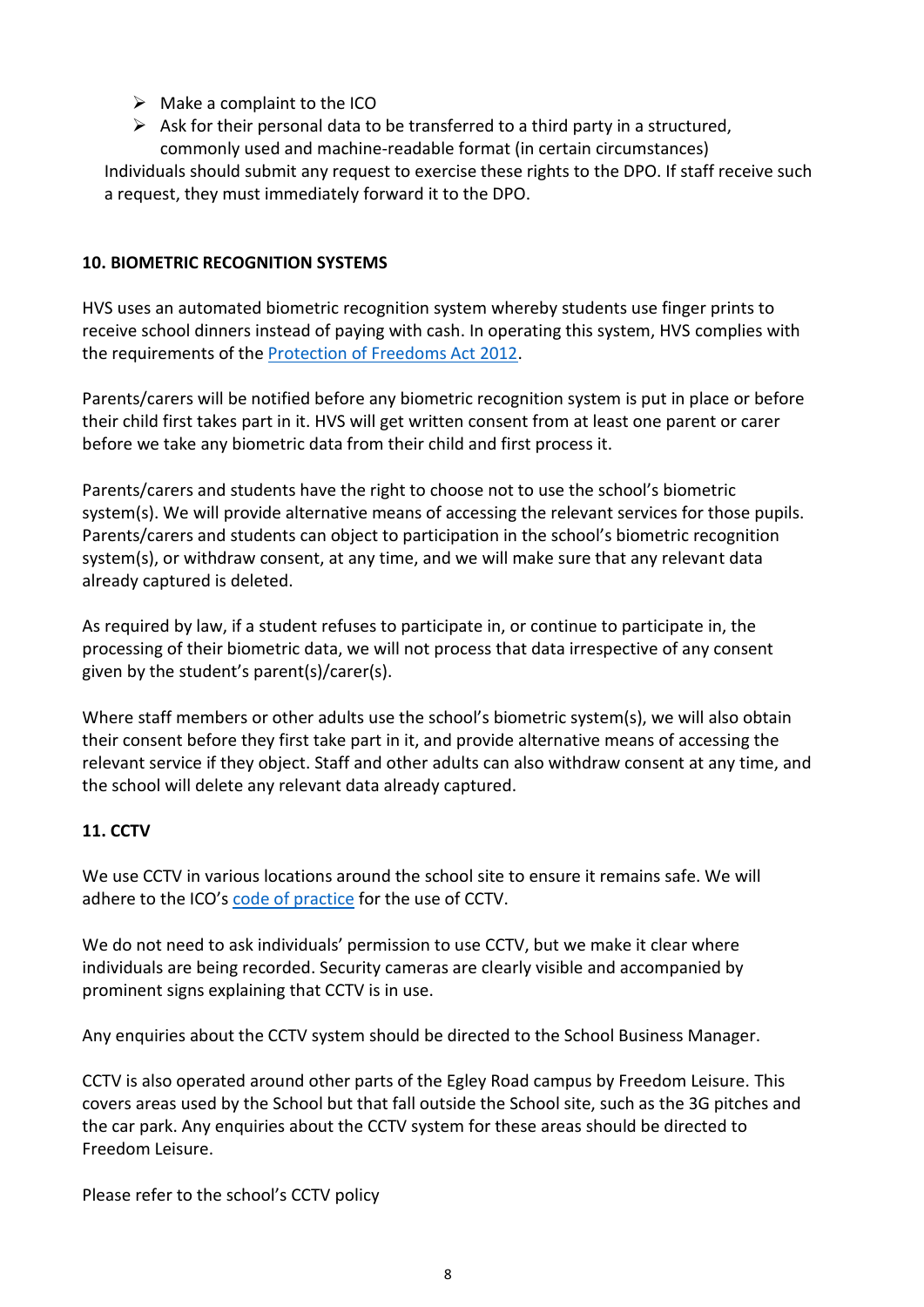- Make a complaint to the ICO
- Ask for their personal data to be transferred to a third party in a structured, commonly used and machine-readable format (in certain circumstances)

Individuals should submit any request to exercise these rights to the DPO. If staff receive such a request, they must immediately forward it to the DPO.

## 10. BIOMETRIC RECOGNITION SYSTEMS

HVS uses an automated biometric recognition system whereby students use finger prints to receive school dinners instead of paying with cash. In operating this system, HVS complies with the requirements of the Protection of Freedoms Act 2012.

Parents/carers will be notified before any biometric recognition system is put in place or before their child first takes part in it. HVS will get written consent from at least one parent or carer before we take any biometric data from their child and first process it.

Parents/carers and students have the right to choose not to use the school's biometric system(s). We will provide alternative means of accessing the relevant services for those pupils. Parents/carers and students can object to participation in the school's biometric recognition system(s), or withdraw consent, at any time, and we will make sure that any relevant data already captured is deleted.

As required by law, if a student refuses to participate in, or continue to participate in, the processing of their biometric data, we will not process that data irrespective of any consent given by the student's parent(s)/carer(s).

Where staff members or other adults use the school's biometric system(s), we will also obtain their consent before they first take part in it, and provide alternative means of accessing the relevant service if they object. Staff and other adults can also withdraw consent at any time, and the school will delete any relevant data already captured.

## 11. CCTV

We use CCTV in various locations around the school site to ensure it remains safe. We will adhere to the ICO's code of practice for the use of CCTV.

We do not need to ask individuals' permission to use CCTV, but we make it clear where individuals are being recorded. Security cameras are clearly visible and accompanied by prominent signs explaining that CCTV is in use.

Any enquiries about the CCTV system should be directed to the School Business Manager.

CCTV is also operated around other parts of the Egley Road campus by Freedom Leisure. This covers areas used by the School but that fall outside the School site, such as the 3G pitches and the car park. Any enquiries about the CCTV system for these areas should be directed to Freedom Leisure.

Please refer to the school's CCTV policy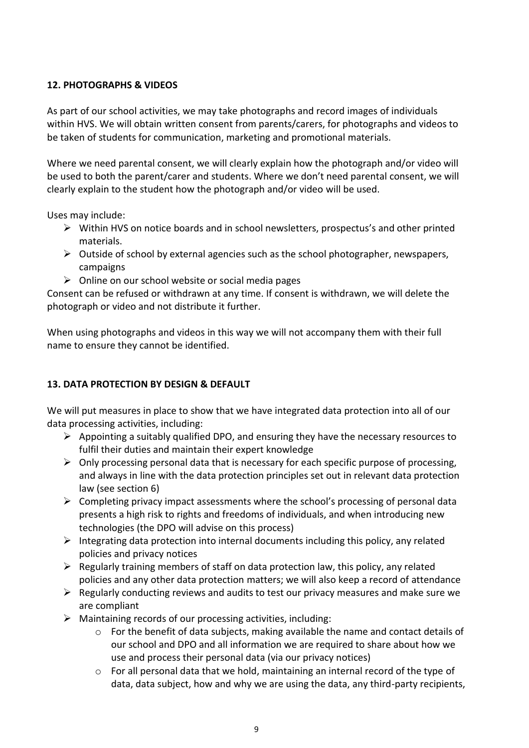### 12. PHOTOGRAPHS & VIDEOS

As part of our school activities, we may take photographs and record images of individuals within HVS. We will obtain written consent from parents/carers, for photographs and videos to be taken of students for communication, marketing and promotional materials.

Where we need parental consent, we will clearly explain how the photograph and/or video will be used to both the parent/carer and students. Where we don't need parental consent, we will clearly explain to the student how the photograph and/or video will be used.

Uses may include:

- Within HVS on notice boards and in school newsletters, prospectus's and other printed materials.
- Outside of school by external agencies such as the school photographer, newspapers, campaigns
- Online on our school website or social media pages

Consent can be refused or withdrawn at any time. If consent is withdrawn, we will delete the photograph or video and not distribute it further.

When using photographs and videos in this way we will not accompany them with their full name to ensure they cannot be identified.

### 13. DATA PROTECTION BY DESIGN & DEFAULT

We will put measures in place to show that we have integrated data protection into all of our data processing activities, including:

- Appointing a suitably qualified DPO, and ensuring they have the necessary resources to fulfil their duties and maintain their expert knowledge
- Only processing personal data that is necessary for each specific purpose of processing, and always in line with the data protection principles set out in relevant data protection law (see section 6)
- Completing privacy impact assessments where the school's processing of personal data presents a high risk to rights and freedoms of individuals, and when introducing new technologies (the DPO will advise on this process)
- Integrating data protection into internal documents including this policy, any related policies and privacy notices
- Regularly training members of staff on data protection law, this policy, any related policies and any other data protection matters; we will also keep a record of attendance
- Regularly conducting reviews and audits to test our privacy measures and make sure we are compliant
- Maintaining records of our processing activities, including:
    - For the benefit of data subjects, making available the name and contact details of our school and DPO and all information we are required to share about how we use and process their personal data (via our privacy notices)
    - For all personal data that we hold, maintaining an internal record of the type of data, data subject, how and why we are using the data, any third-party recipients,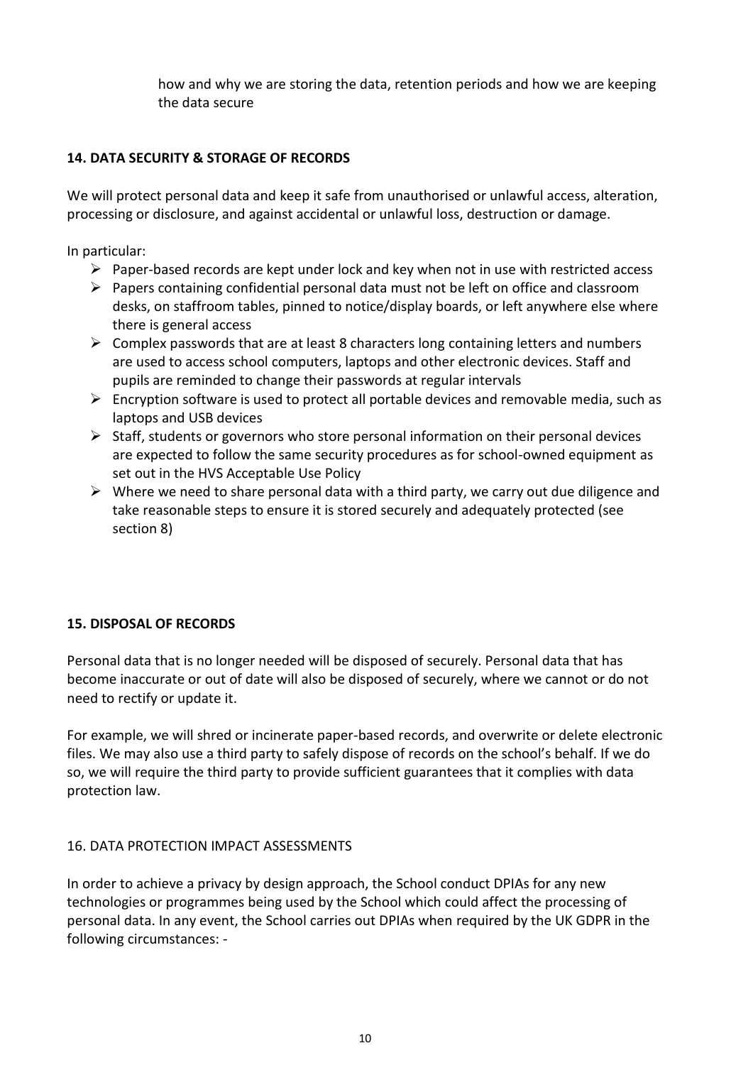how and why we are storing the data, retention periods and how we are keeping the data secure

## 14. DATA SECURITY & STORAGE OF RECORDS

We will protect personal data and keep it safe from unauthorised or unlawful access, alteration, processing or disclosure, and against accidental or unlawful loss, destruction or damage.

In particular:

- Paper-based records are kept under lock and key when not in use with restricted access
- Papers containing confidential personal data must not be left on office and classroom desks, on staffroom tables, pinned to notice/display boards, or left anywhere else where there is general access
- Complex passwords that are at least 8 characters long containing letters and numbers are used to access school computers, laptops and other electronic devices. Staff and pupils are reminded to change their passwords at regular intervals
- Encryption software is used to protect all portable devices and removable media, such as laptops and USB devices
- Staff, students or governors who store personal information on their personal devices are expected to follow the same security procedures as for school-owned equipment as set out in the HVS Acceptable Use Policy
- Where we need to share personal data with a third party, we carry out due diligence and take reasonable steps to ensure it is stored securely and adequately protected (see section 8)

## 15. DISPOSAL OF RECORDS

Personal data that is no longer needed will be disposed of securely. Personal data that has become inaccurate or out of date will also be disposed of securely, where we cannot or do not need to rectify or update it.

For example, we will shred or incinerate paper-based records, and overwrite or delete electronic files. We may also use a third party to safely dispose of records on the school's behalf. If we do so, we will require the third party to provide sufficient guarantees that it complies with data protection law.

## 16. DATA PROTECTION IMPACT ASSESSMENTS

In order to achieve a privacy by design approach, the School conduct DPIAs for any new technologies or programmes being used by the School which could affect the processing of personal data. In any event, the School carries out DPIAs when required by the UK GDPR in the following circumstances: -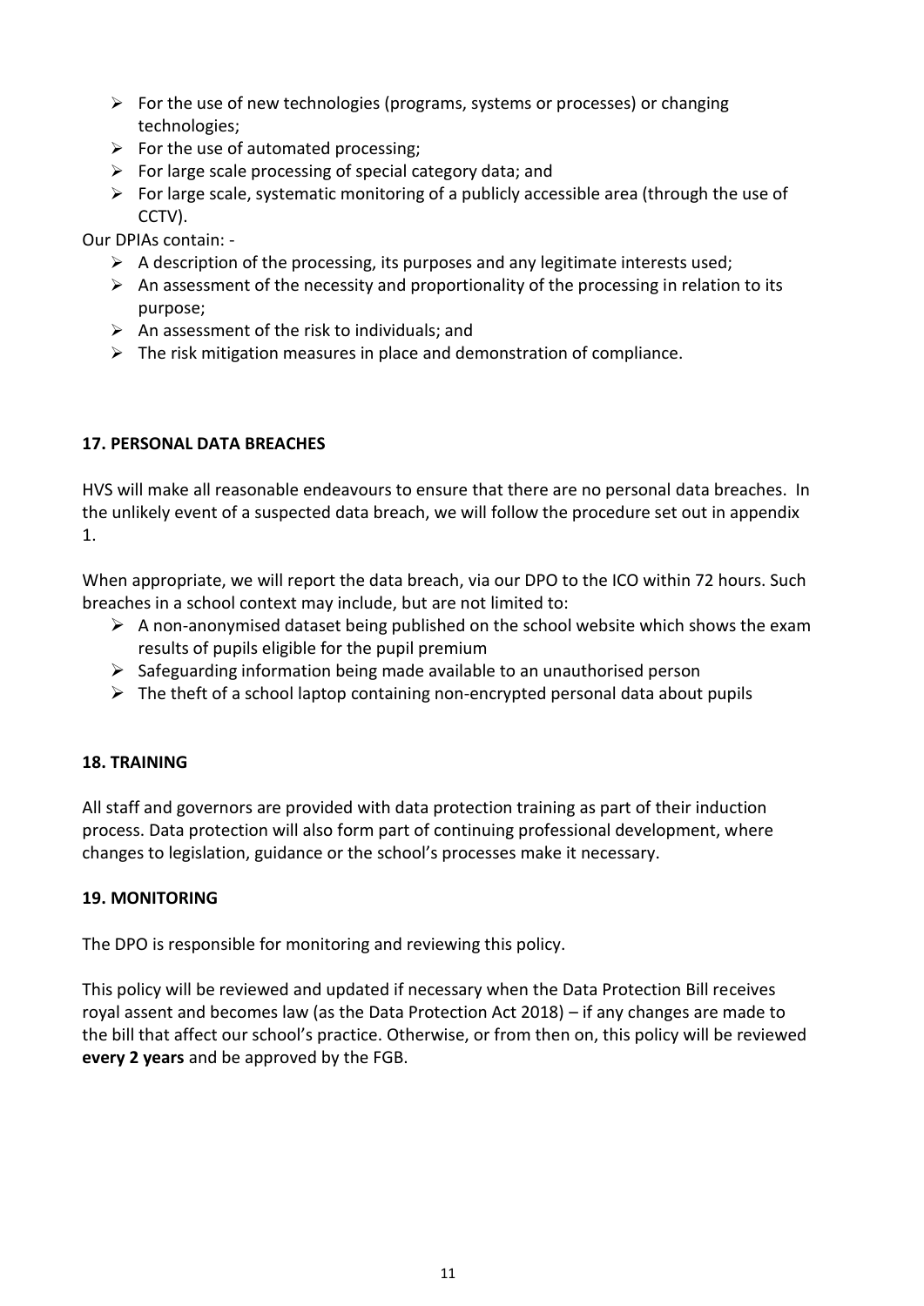- For the use of new technologies (programs, systems or processes) or changing technologies;
- For the use of automated processing;
- For large scale processing of special category data; and
- For large scale, systematic monitoring of a publicly accessible area (through the use of CCTV).

Our DPIAs contain: -

- A description of the processing, its purposes and any legitimate interests used;
- An assessment of the necessity and proportionality of the processing in relation to its purpose;
- An assessment of the risk to individuals; and
- The risk mitigation measures in place and demonstration of compliance.

## 17. PERSONAL DATA BREACHES

HVS will make all reasonable endeavours to ensure that there are no personal data breaches. In the unlikely event of a suspected data breach, we will follow the procedure set out in appendix 1.

When appropriate, we will report the data breach, via our DPO to the ICO within 72 hours. Such breaches in a school context may include, but are not limited to:

- A non-anonymised dataset being published on the school website which shows the exam results of pupils eligible for the pupil premium
- Safeguarding information being made available to an unauthorised person
- The theft of a school laptop containing non-encrypted personal data about pupils

## 18. TRAINING

All staff and governors are provided with data protection training as part of their induction process. Data protection will also form part of continuing professional development, where changes to legislation, guidance or the school's processes make it necessary.

## 19. MONITORING

The DPO is responsible for monitoring and reviewing this policy.

This policy will be reviewed and updated if necessary when the Data Protection Bill receives royal assent and becomes law (as the Data Protection Act 2018) – if any changes are made to the bill that affect our school's practice. Otherwise, or from then on, this policy will be reviewed **every 2 years** and be approved by the FGB.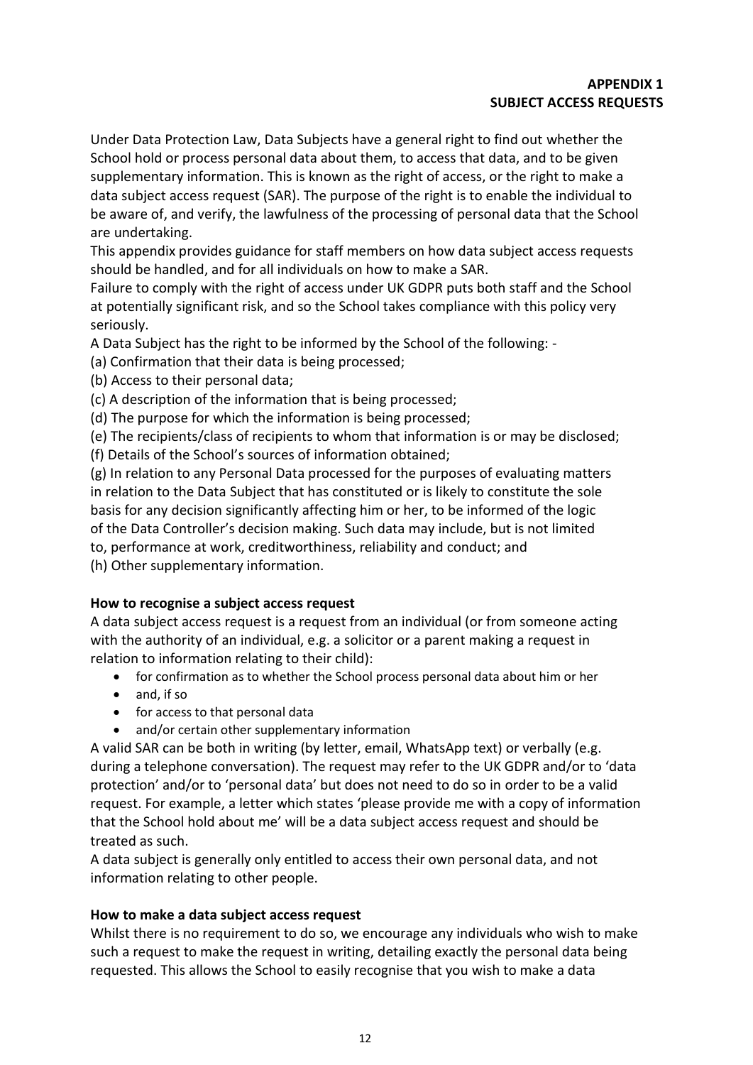**APPENDIX 1**
**SUBJECT ACCESS REQUESTS**

Under Data Protection Law, Data Subjects have a general right to find out whether the School hold or process personal data about them, to access that data, and to be given supplementary information. This is known as the right of access, or the right to make a data subject access request (SAR). The purpose of the right is to enable the individual to be aware of, and verify, the lawfulness of the processing of personal data that the School are undertaking.

This appendix provides guidance for staff members on how data subject access requests should be handled, and for all individuals on how to make a SAR.

Failure to comply with the right of access under UK GDPR puts both staff and the School at potentially significant risk, and so the School takes compliance with this policy very seriously.

A Data Subject has the right to be informed by the School of the following: -

(a) Confirmation that their data is being processed;

(b) Access to their personal data;

(c) A description of the information that is being processed;

(d) The purpose for which the information is being processed;

(e) The recipients/class of recipients to whom that information is or may be disclosed;

(f) Details of the School's sources of information obtained;

(g) In relation to any Personal Data processed for the purposes of evaluating matters in relation to the Data Subject that has constituted or is likely to constitute the sole basis for any decision significantly affecting him or her, to be informed of the logic of the Data Controller's decision making. Such data may include, but is not limited to, performance at work, creditworthiness, reliability and conduct; and

(h) Other supplementary information.

**How to recognise a subject access request**

A data subject access request is a request from an individual (or from someone acting with the authority of an individual, e.g. a solicitor or a parent making a request in relation to information relating to their child):

- for confirmation as to whether the School process personal data about him or her
- and, if so
- for access to that personal data
- and/or certain other supplementary information

A valid SAR can be both in writing (by letter, email, WhatsApp text) or verbally (e.g. during a telephone conversation). The request may refer to the UK GDPR and/or to 'data protection' and/or to 'personal data' but does not need to do so in order to be a valid request. For example, a letter which states 'please provide me with a copy of information that the School hold about me' will be a data subject access request and should be treated as such.

A data subject is generally only entitled to access their own personal data, and not information relating to other people.

**How to make a data subject access request**

Whilst there is no requirement to do so, we encourage any individuals who wish to make such a request to make the request in writing, detailing exactly the personal data being requested. This allows the School to easily recognise that you wish to make a data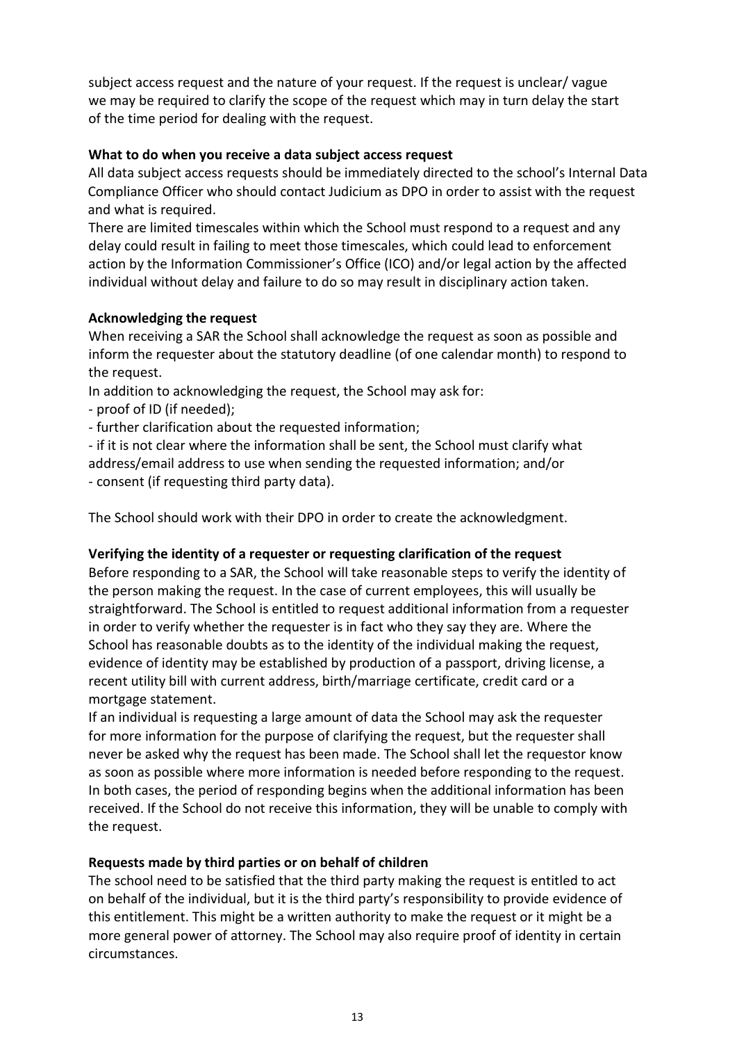subject access request and the nature of your request. If the request is unclear/ vague we may be required to clarify the scope of the request which may in turn delay the start of the time period for dealing with the request.

**What to do when you receive a data subject access request**

All data subject access requests should be immediately directed to the school's Internal Data Compliance Officer who should contact Judicium as DPO in order to assist with the request and what is required.

There are limited timescales within which the School must respond to a request and any delay could result in failing to meet those timescales, which could lead to enforcement action by the Information Commissioner's Office (ICO) and/or legal action by the affected individual without delay and failure to do so may result in disciplinary action taken.

**Acknowledging the request**

When receiving a SAR the School shall acknowledge the request as soon as possible and inform the requester about the statutory deadline (of one calendar month) to respond to the request.

In addition to acknowledging the request, the School may ask for:

- proof of ID (if needed);
- further clarification about the requested information;
- if it is not clear where the information shall be sent, the School must clarify what address/email address to use when sending the requested information; and/or
- consent (if requesting third party data).

The School should work with their DPO in order to create the acknowledgment.

**Verifying the identity of a requester or requesting clarification of the request**

Before responding to a SAR, the School will take reasonable steps to verify the identity of the person making the request. In the case of current employees, this will usually be straightforward. The School is entitled to request additional information from a requester in order to verify whether the requester is in fact who they say they are. Where the School has reasonable doubts as to the identity of the individual making the request, evidence of identity may be established by production of a passport, driving license, a recent utility bill with current address, birth/marriage certificate, credit card or a mortgage statement.

If an individual is requesting a large amount of data the School may ask the requester for more information for the purpose of clarifying the request, but the requester shall never be asked why the request has been made. The School shall let the requestor know as soon as possible where more information is needed before responding to the request. In both cases, the period of responding begins when the additional information has been received. If the School do not receive this information, they will be unable to comply with the request.

**Requests made by third parties or on behalf of children**

The school need to be satisfied that the third party making the request is entitled to act on behalf of the individual, but it is the third party's responsibility to provide evidence of this entitlement. This might be a written authority to make the request or it might be a more general power of attorney. The School may also require proof of identity in certain circumstances.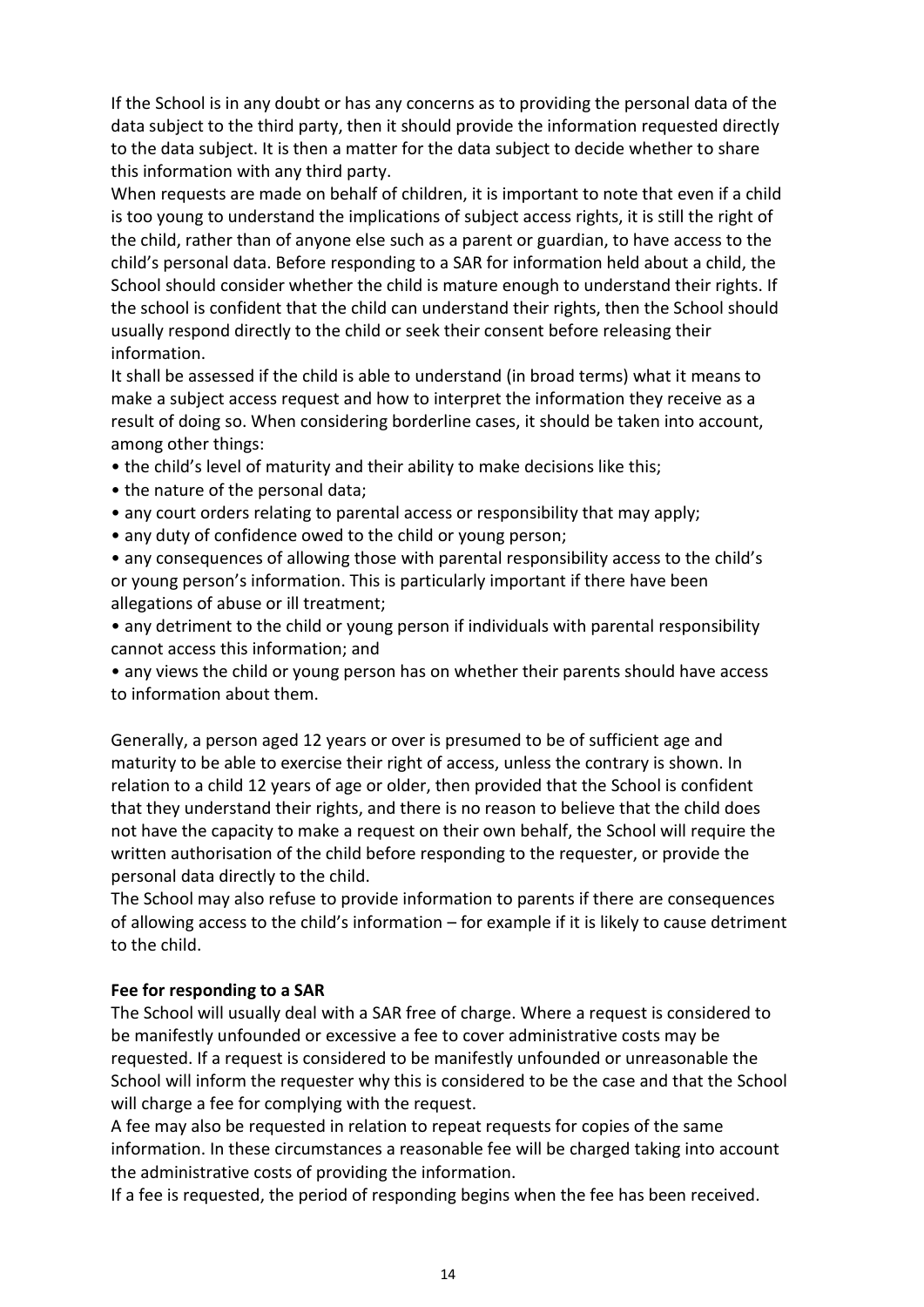If the School is in any doubt or has any concerns as to providing the personal data of the data subject to the third party, then it should provide the information requested directly to the data subject. It is then a matter for the data subject to decide whether to share this information with any third party.

When requests are made on behalf of children, it is important to note that even if a child is too young to understand the implications of subject access rights, it is still the right of the child, rather than of anyone else such as a parent or guardian, to have access to the child's personal data. Before responding to a SAR for information held about a child, the School should consider whether the child is mature enough to understand their rights. If the school is confident that the child can understand their rights, then the School should usually respond directly to the child or seek their consent before releasing their information.

It shall be assessed if the child is able to understand (in broad terms) what it means to make a subject access request and how to interpret the information they receive as a result of doing so. When considering borderline cases, it should be taken into account, among other things:

- the child's level of maturity and their ability to make decisions like this;
- the nature of the personal data;
- any court orders relating to parental access or responsibility that may apply;
- any duty of confidence owed to the child or young person;
- any consequences of allowing those with parental responsibility access to the child's or young person's information. This is particularly important if there have been allegations of abuse or ill treatment;
- any detriment to the child or young person if individuals with parental responsibility cannot access this information; and
- any views the child or young person has on whether their parents should have access to information about them.

Generally, a person aged 12 years or over is presumed to be of sufficient age and maturity to be able to exercise their right of access, unless the contrary is shown. In relation to a child 12 years of age or older, then provided that the School is confident that they understand their rights, and there is no reason to believe that the child does not have the capacity to make a request on their own behalf, the School will require the written authorisation of the child before responding to the requester, or provide the personal data directly to the child.

The School may also refuse to provide information to parents if there are consequences of allowing access to the child's information – for example if it is likely to cause detriment to the child.

**Fee for responding to a SAR**

The School will usually deal with a SAR free of charge. Where a request is considered to be manifestly unfounded or excessive a fee to cover administrative costs may be requested. If a request is considered to be manifestly unfounded or unreasonable the School will inform the requester why this is considered to be the case and that the School will charge a fee for complying with the request.

A fee may also be requested in relation to repeat requests for copies of the same information. In these circumstances a reasonable fee will be charged taking into account the administrative costs of providing the information.

If a fee is requested, the period of responding begins when the fee has been received.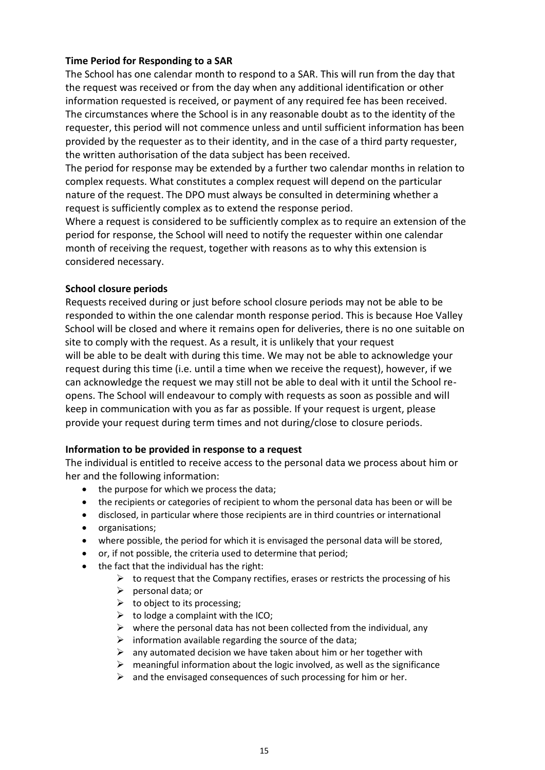**Time Period for Responding to a SAR**

The School has one calendar month to respond to a SAR. This will run from the day that the request was received or from the day when any additional identification or other information requested is received, or payment of any required fee has been received. The circumstances where the School is in any reasonable doubt as to the identity of the requester, this period will not commence unless and until sufficient information has been provided by the requester as to their identity, and in the case of a third party requester, the written authorisation of the data subject has been received.

The period for response may be extended by a further two calendar months in relation to complex requests. What constitutes a complex request will depend on the particular nature of the request. The DPO must always be consulted in determining whether a request is sufficiently complex as to extend the response period.

Where a request is considered to be sufficiently complex as to require an extension of the period for response, the School will need to notify the requester within one calendar month of receiving the request, together with reasons as to why this extension is considered necessary.

**School closure periods**

Requests received during or just before school closure periods may not be able to be responded to within the one calendar month response period. This is because Hoe Valley School will be closed and where it remains open for deliveries, there is no one suitable on site to comply with the request. As a result, it is unlikely that your request will be able to be dealt with during this time. We may not be able to acknowledge your request during this time (i.e. until a time when we receive the request), however, if we can acknowledge the request we may still not be able to deal with it until the School re-opens. The School will endeavour to comply with requests as soon as possible and will keep in communication with you as far as possible. If your request is urgent, please provide your request during term times and not during/close to closure periods.

**Information to be provided in response to a request**

The individual is entitled to receive access to the personal data we process about him or her and the following information:

- the purpose for which we process the data;
- the recipients or categories of recipient to whom the personal data has been or will be
- disclosed, in particular where those recipients are in third countries or international
- organisations;
- where possible, the period for which it is envisaged the personal data will be stored,
- or, if not possible, the criteria used to determine that period;
- the fact that the individual has the right:
  - to request that the Company rectifies, erases or restricts the processing of his
  - personal data; or
  - to object to its processing;
  - to lodge a complaint with the ICO;
  - where the personal data has not been collected from the individual, any
  - information available regarding the source of the data;
  - any automated decision we have taken about him or her together with
  - meaningful information about the logic involved, as well as the significance
  - and the envisaged consequences of such processing for him or her.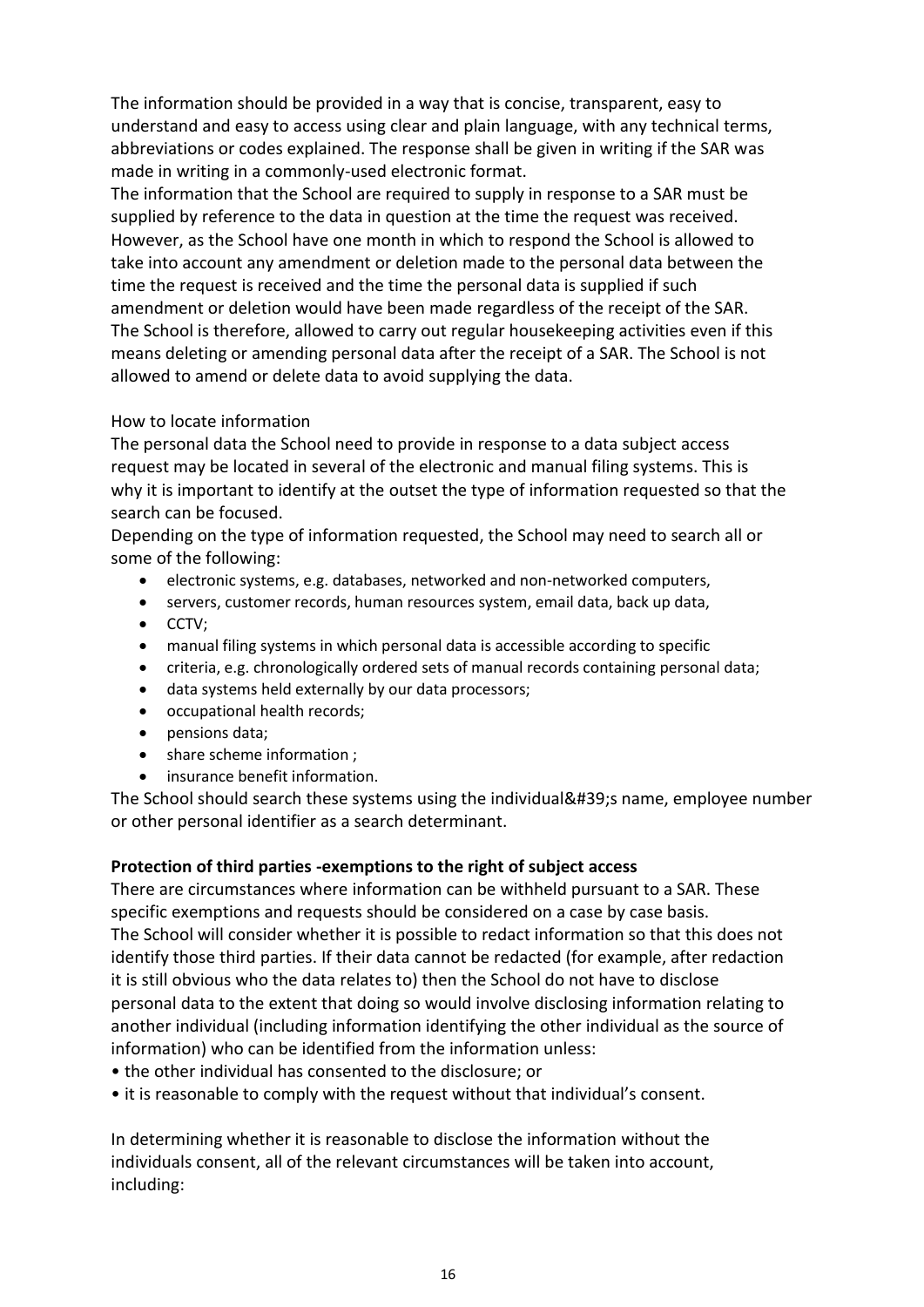The information should be provided in a way that is concise, transparent, easy to understand and easy to access using clear and plain language, with any technical terms, abbreviations or codes explained. The response shall be given in writing if the SAR was made in writing in a commonly-used electronic format.

The information that the School are required to supply in response to a SAR must be supplied by reference to the data in question at the time the request was received. However, as the School have one month in which to respond the School is allowed to take into account any amendment or deletion made to the personal data between the time the request is received and the time the personal data is supplied if such amendment or deletion would have been made regardless of the receipt of the SAR. The School is therefore, allowed to carry out regular housekeeping activities even if this means deleting or amending personal data after the receipt of a SAR. The School is not allowed to amend or delete data to avoid supplying the data.

How to locate information

The personal data the School need to provide in response to a data subject access request may be located in several of the electronic and manual filing systems. This is why it is important to identify at the outset the type of information requested so that the search can be focused.

Depending on the type of information requested, the School may need to search all or some of the following:

- electronic systems, e.g. databases, networked and non-networked computers,
- servers, customer records, human resources system, email data, back up data,
- CCTV;
- manual filing systems in which personal data is accessible according to specific
- criteria, e.g. chronologically ordered sets of manual records containing personal data;
- data systems held externally by our data processors;
- occupational health records;
- pensions data;
- share scheme information ;
- insurance benefit information.

The School should search these systems using the individual&#39;s name, employee number or other personal identifier as a search determinant.

**Protection of third parties -exemptions to the right of subject access**

There are circumstances where information can be withheld pursuant to a SAR. These specific exemptions and requests should be considered on a case by case basis.

The School will consider whether it is possible to redact information so that this does not identify those third parties. If their data cannot be redacted (for example, after redaction it is still obvious who the data relates to) then the School do not have to disclose personal data to the extent that doing so would involve disclosing information relating to another individual (including information identifying the other individual as the source of information) who can be identified from the information unless:

• the other individual has consented to the disclosure; or
• it is reasonable to comply with the request without that individual's consent.

In determining whether it is reasonable to disclose the information without the individuals consent, all of the relevant circumstances will be taken into account, including: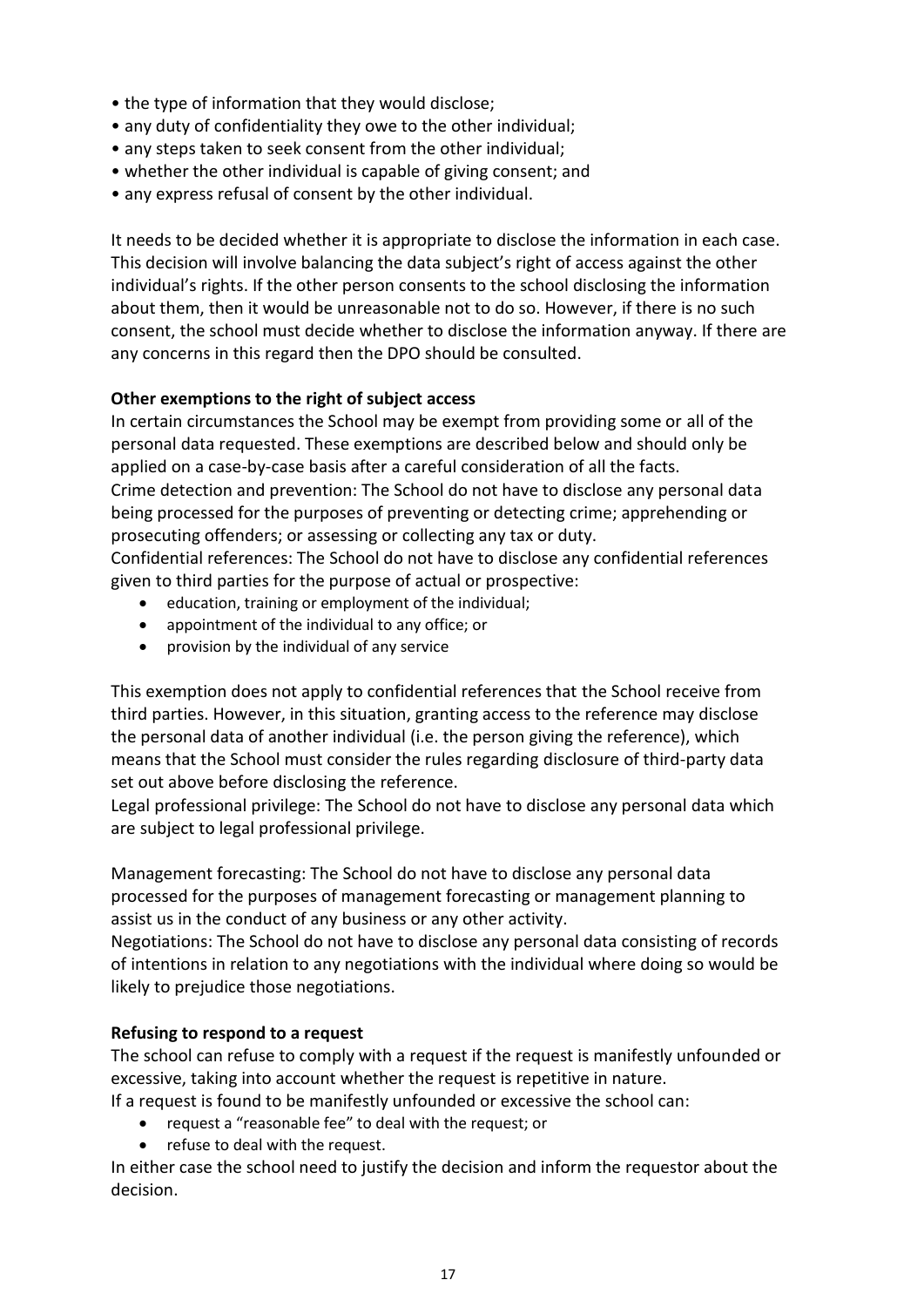- the type of information that they would disclose;
- any duty of confidentiality they owe to the other individual;
- any steps taken to seek consent from the other individual;
- whether the other individual is capable of giving consent; and
- any express refusal of consent by the other individual.

It needs to be decided whether it is appropriate to disclose the information in each case. This decision will involve balancing the data subject's right of access against the other individual's rights. If the other person consents to the school disclosing the information about them, then it would be unreasonable not to do so. However, if there is no such consent, the school must decide whether to disclose the information anyway. If there are any concerns in this regard then the DPO should be consulted.

**Other exemptions to the right of subject access**

In certain circumstances the School may be exempt from providing some or all of the personal data requested. These exemptions are described below and should only be applied on a case-by-case basis after a careful consideration of all the facts.

Crime detection and prevention: The School do not have to disclose any personal data being processed for the purposes of preventing or detecting crime; apprehending or prosecuting offenders; or assessing or collecting any tax or duty.

Confidential references: The School do not have to disclose any confidential references given to third parties for the purpose of actual or prospective:

- education, training or employment of the individual;
- appointment of the individual to any office; or
- provision by the individual of any service

This exemption does not apply to confidential references that the School receive from third parties. However, in this situation, granting access to the reference may disclose the personal data of another individual (i.e. the person giving the reference), which means that the School must consider the rules regarding disclosure of third-party data set out above before disclosing the reference.

Legal professional privilege: The School do not have to disclose any personal data which are subject to legal professional privilege.

Management forecasting: The School do not have to disclose any personal data processed for the purposes of management forecasting or management planning to assist us in the conduct of any business or any other activity.

Negotiations: The School do not have to disclose any personal data consisting of records of intentions in relation to any negotiations with the individual where doing so would be likely to prejudice those negotiations.

**Refusing to respond to a request**

The school can refuse to comply with a request if the request is manifestly unfounded or excessive, taking into account whether the request is repetitive in nature.

If a request is found to be manifestly unfounded or excessive the school can:

- request a "reasonable fee" to deal with the request; or
- refuse to deal with the request.

In either case the school need to justify the decision and inform the requestor about the decision.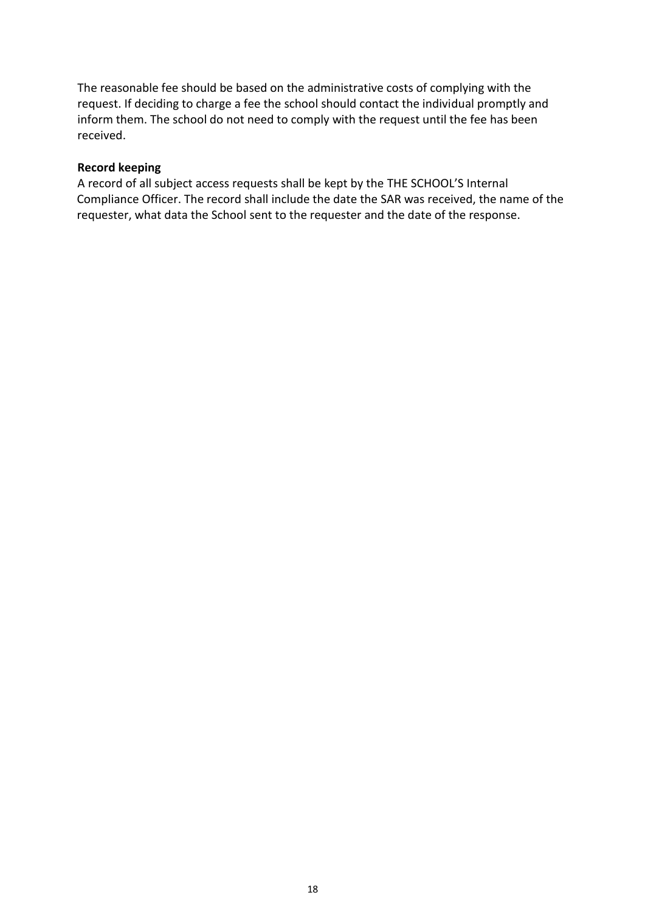The reasonable fee should be based on the administrative costs of complying with the request. If deciding to charge a fee the school should contact the individual promptly and inform them. The school do not need to comply with the request until the fee has been received.

**Record keeping**

A record of all subject access requests shall be kept by the THE SCHOOL'S Internal Compliance Officer. The record shall include the date the SAR was received, the name of the requester, what data the School sent to the requester and the date of the response.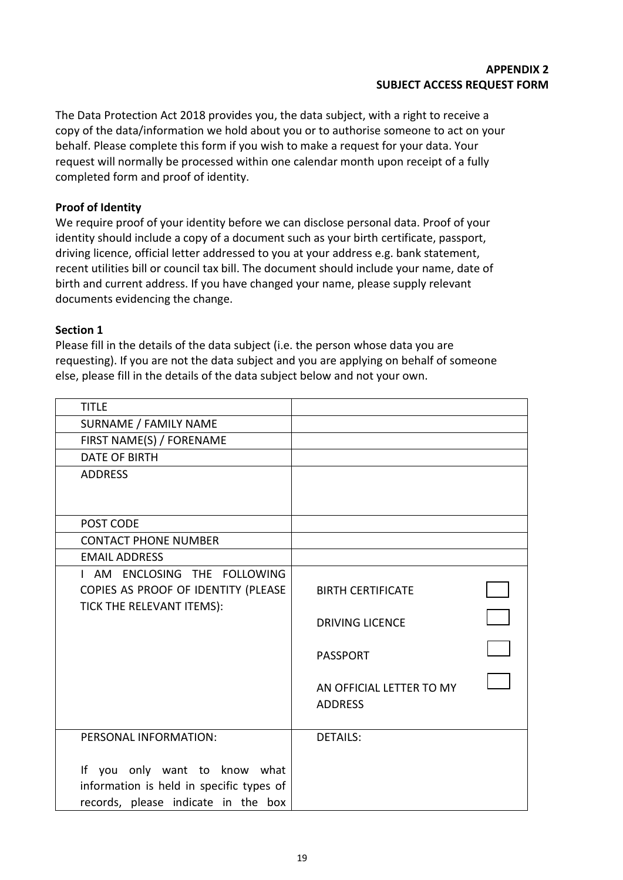**APPENDIX 2**
**SUBJECT ACCESS REQUEST FORM**

The Data Protection Act 2018 provides you, the data subject, with a right to receive a copy of the data/information we hold about you or to authorise someone to act on your behalf. Please complete this form if you wish to make a request for your data. Your request will normally be processed within one calendar month upon receipt of a fully completed form and proof of identity.

**Proof of Identity**

We require proof of your identity before we can disclose personal data. Proof of your identity should include a copy of a document such as your birth certificate, passport, driving licence, official letter addressed to you at your address e.g. bank statement, recent utilities bill or council tax bill. The document should include your name, date of birth and current address. If you have changed your name, please supply relevant documents evidencing the change.

**Section 1**

Please fill in the details of the data subject (i.e. the person whose data you are requesting). If you are not the data subject and you are applying on behalf of someone else, please fill in the details of the data subject below and not your own.

| | |
|---|---|
| TITLE | |
| SURNAME / FAMILY NAME | |
| FIRST NAME(S) / FORENAME | |
| DATE OF BIRTH | |
| ADDRESS | |
| POST CODE | |
| CONTACT PHONE NUMBER | |
| EMAIL ADDRESS | |
| I AM ENCLOSING THE FOLLOWING COPIES AS PROOF OF IDENTITY (PLEASE TICK THE RELEVANT ITEMS): | BIRTH CERTIFICATE ☐<br>DRIVING LICENCE ☐<br>PASSPORT ☐<br>AN OFFICIAL LETTER TO MY ADDRESS ☐ |
| PERSONAL INFORMATION:<br><br>If you only want to know what information is held in specific types of records, please indicate in the box | DETAILS: |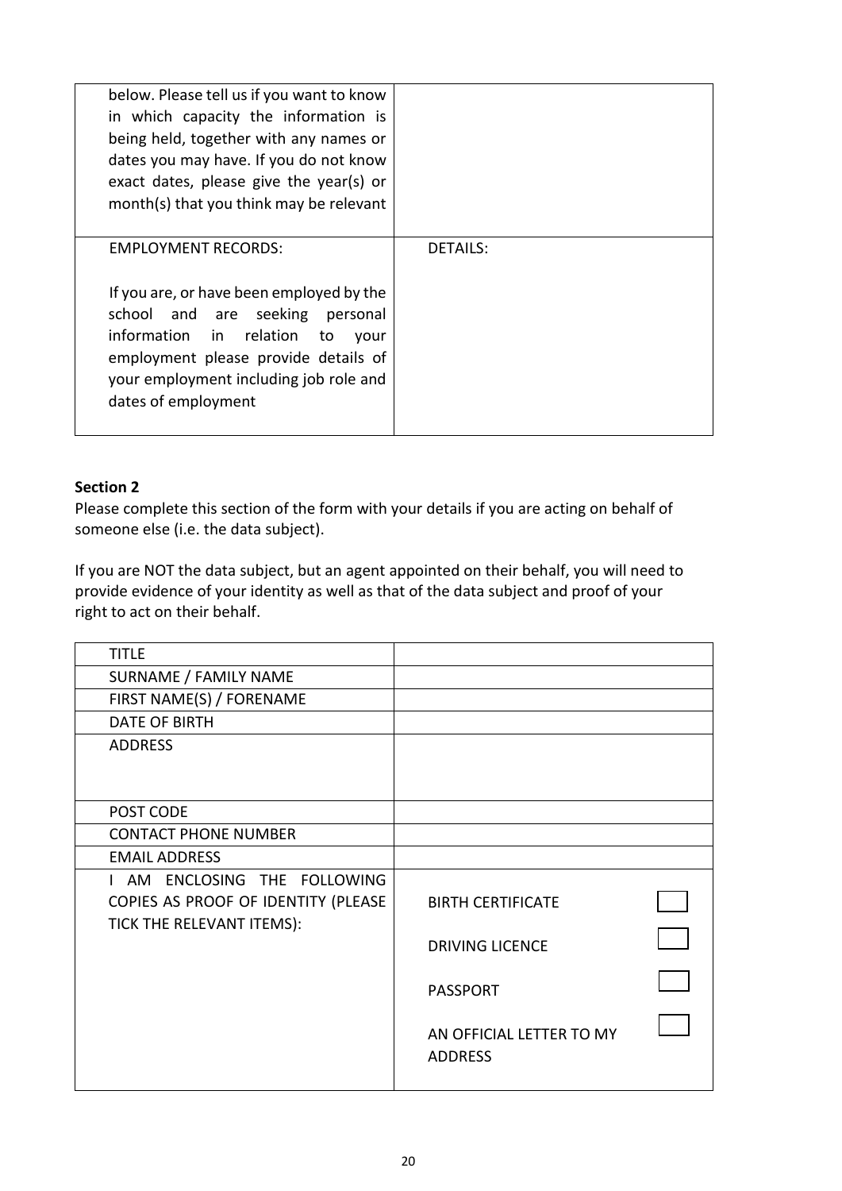| below. Please tell us if you want to know in which capacity the information is being held, together with any names or dates you may have. If you do not know exact dates, please give the year(s) or month(s) that you think may be relevant | |
|---|---|
| EMPLOYMENT RECORDS:<br><br>If you are, or have been employed by the school and are seeking personal information in relation to your employment please provide details of your employment including job role and dates of employment | DETAILS: |

**Section 2**

Please complete this section of the form with your details if you are acting on behalf of someone else (i.e. the data subject).

If you are NOT the data subject, but an agent appointed on their behalf, you will need to provide evidence of your identity as well as that of the data subject and proof of your right to act on their behalf.

| TITLE | | |
|---|---|---|
| SURNAME / FAMILY NAME | | |
| FIRST NAME(S) / FORENAME | | |
| DATE OF BIRTH | | |
| ADDRESS | | |
| POST CODE | | |
| CONTACT PHONE NUMBER | | |
| EMAIL ADDRESS | | |
| I AM ENCLOSING THE FOLLOWING COPIES AS PROOF OF IDENTITY (PLEASE TICK THE RELEVANT ITEMS): | BIRTH CERTIFICATE | ☐ |
| | DRIVING LICENCE | ☐ |
| | PASSPORT | ☐ |
| | AN OFFICIAL LETTER TO MY ADDRESS | ☐ |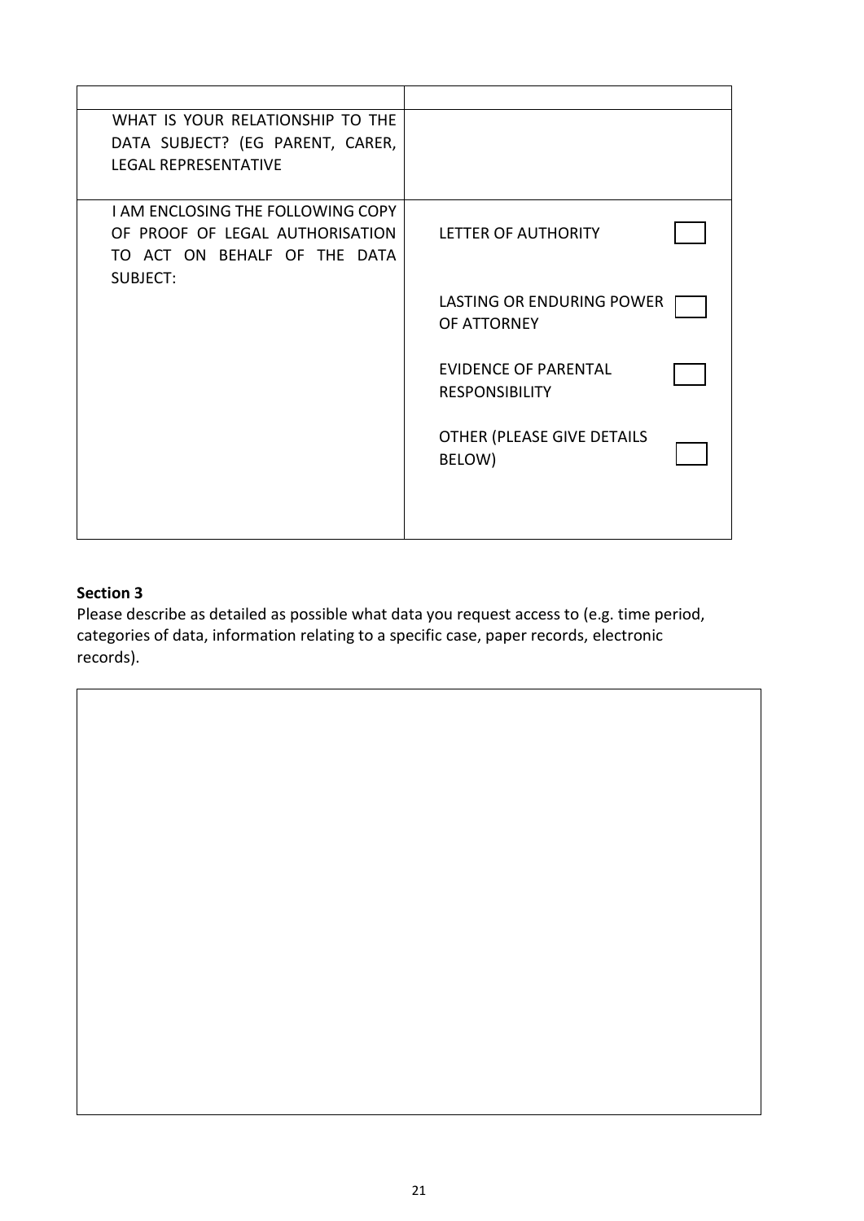| | |
|---|---|
| WHAT IS YOUR RELATIONSHIP TO THE DATA SUBJECT? (EG PARENT, CARER, LEGAL REPRESENTATIVE | |
| I AM ENCLOSING THE FOLLOWING COPY OF PROOF OF LEGAL AUTHORISATION TO ACT ON BEHALF OF THE DATA SUBJECT: | LETTER OF AUTHORITY ☐<br><br>LASTING OR ENDURING POWER OF ATTORNEY ☐<br><br>EVIDENCE OF PARENTAL RESPONSIBILITY ☐<br><br>OTHER (PLEASE GIVE DETAILS BELOW) ☐ |

**Section 3**

Please describe as detailed as possible what data you request access to (e.g. time period, categories of data, information relating to a specific case, paper records, electronic records).

| |
|---|
| |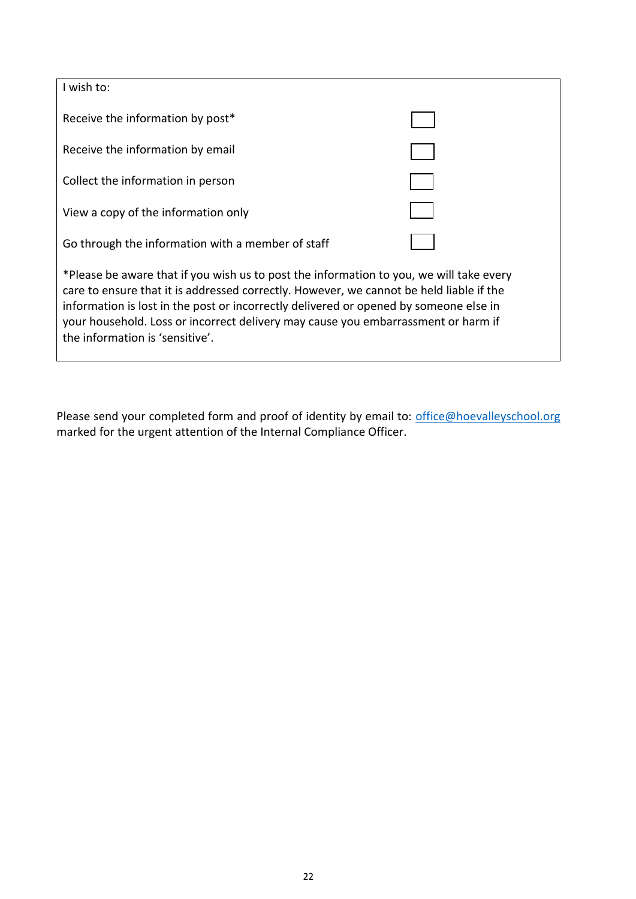| | |
|---|---|
| I wish to: | |
| Receive the information by post* | ☐ |
| Receive the information by email | ☐ |
| Collect the information in person | ☐ |
| View a copy of the information only | ☐ |
| Go through the information with a member of staff | ☐ |
| *Please be aware that if you wish us to post the information to you, we will take every care to ensure that it is addressed correctly. However, we cannot be held liable if the information is lost in the post or incorrectly delivered or opened by someone else in your household. Loss or incorrect delivery may cause you embarrassment or harm if the information is 'sensitive'. | |

Please send your completed form and proof of identity by email to: office@hoevalleyschool.org marked for the urgent attention of the Internal Compliance Officer.